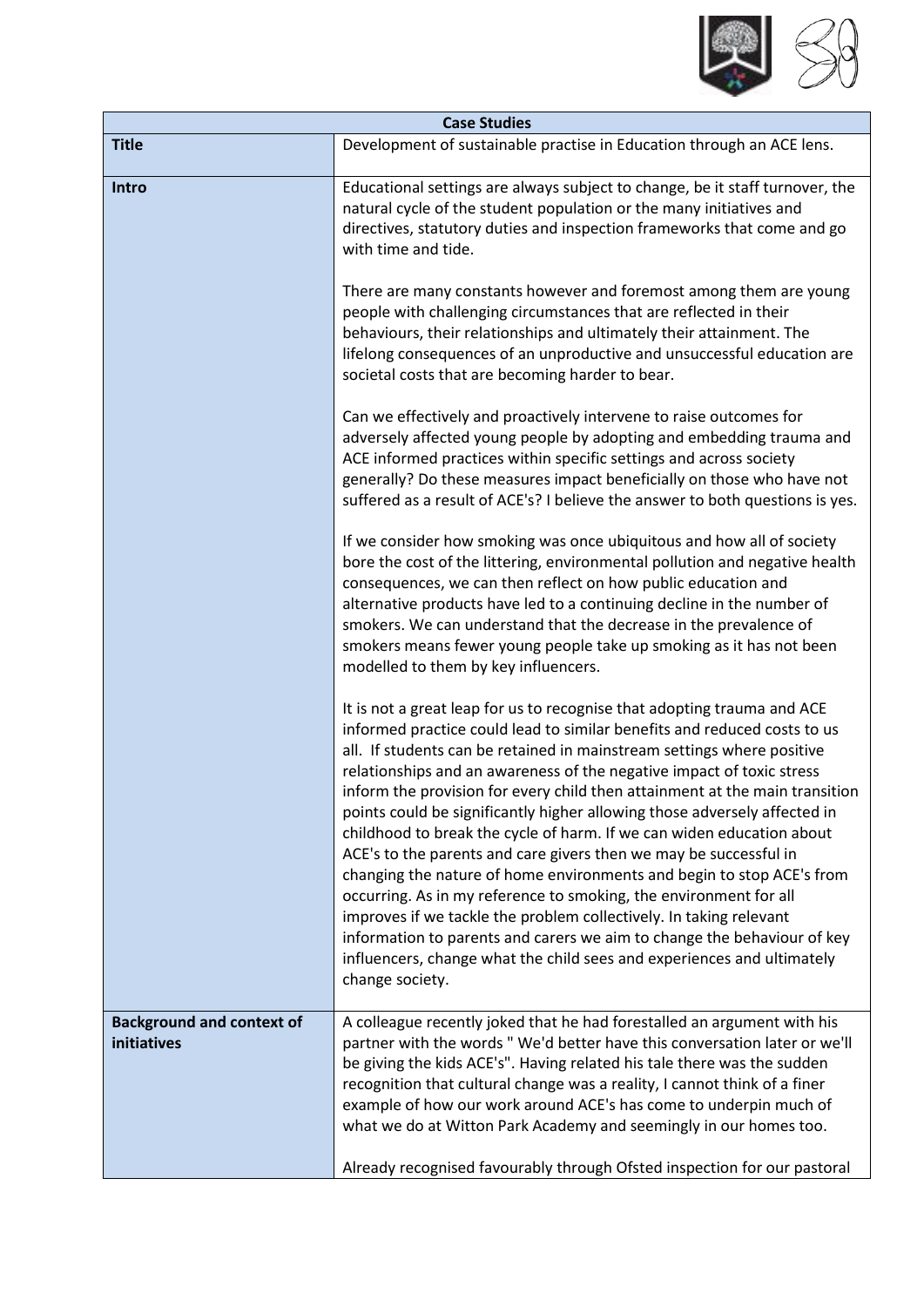| Case Studies | |
|---|---|
| **Title** | Development of sustainable practise in Education through an ACE lens. |
| **Intro** | Educational settings are always subject to change, be it staff turnover, the natural cycle of the student population or the many initiatives and directives, statutory duties and inspection frameworks that come and go with time and tide.<br><br>There are many constants however and foremost among them are young people with challenging circumstances that are reflected in their behaviours, their relationships and ultimately their attainment. The lifelong consequences of an unproductive and unsuccessful education are societal costs that are becoming harder to bear.<br><br>Can we effectively and proactively intervene to raise outcomes for adversely affected young people by adopting and embedding trauma and ACE informed practices within specific settings and across society generally? Do these measures impact beneficially on those who have not suffered as a result of ACE's? I believe the answer to both questions is yes.<br><br>If we consider how smoking was once ubiquitous and how all of society bore the cost of the littering, environmental pollution and negative health consequences, we can then reflect on how public education and alternative products have led to a continuing decline in the number of smokers. We can understand that the decrease in the prevalence of smokers means fewer young people take up smoking as it has not been modelled to them by key influencers.<br><br>It is not a great leap for us to recognise that adopting trauma and ACE informed practice could lead to similar benefits and reduced costs to us all. If students can be retained in mainstream settings where positive relationships and an awareness of the negative impact of toxic stress inform the provision for every child then attainment at the main transition points could be significantly higher allowing those adversely affected in childhood to break the cycle of harm. If we can widen education about ACE's to the parents and care givers then we may be successful in changing the nature of home environments and begin to stop ACE's from occurring. As in my reference to smoking, the environment for all improves if we tackle the problem collectively. In taking relevant information to parents and carers we aim to change the behaviour of key influencers, change what the child sees and experiences and ultimately change society. |
| **Background and context of initiatives** | A colleague recently joked that he had forestalled an argument with his partner with the words " We'd better have this conversation later or we'll be giving the kids ACE's". Having related his tale there was the sudden recognition that cultural change was a reality, I cannot think of a finer example of how our work around ACE's has come to underpin much of what we do at Witton Park Academy and seemingly in our homes too.<br><br>Already recognised favourably through Ofsted inspection for our pastoral |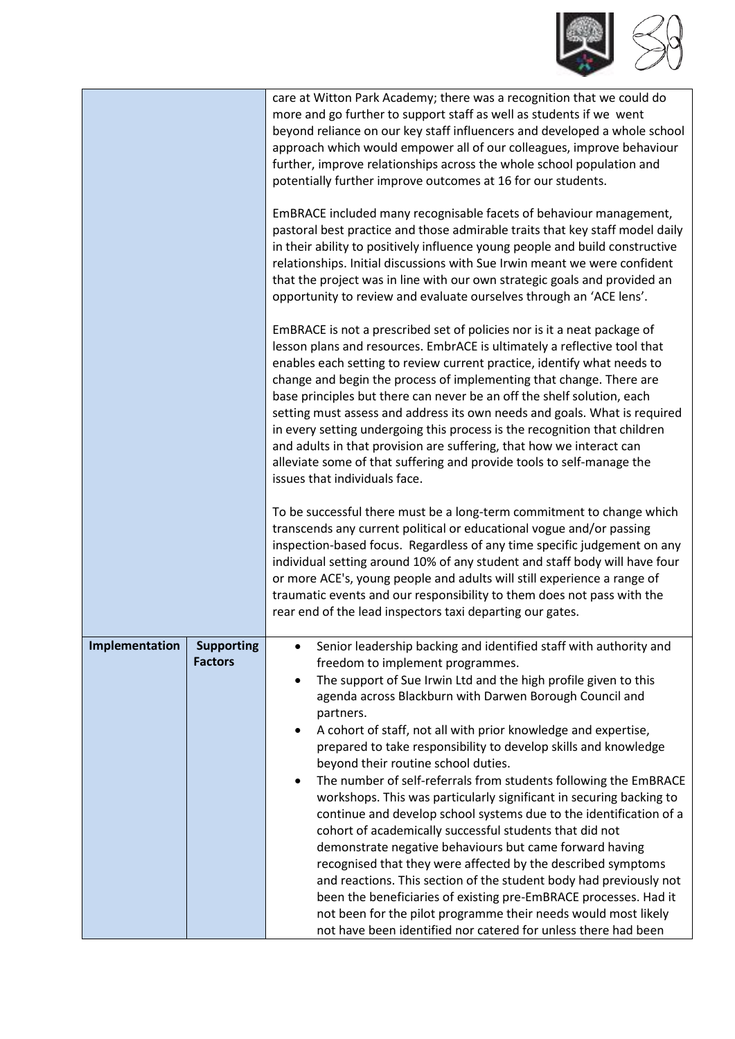| | | |
|---|---|---|
| | | care at Witton Park Academy; there was a recognition that we could do more and go further to support staff as well as students if we went beyond reliance on our key staff influencers and developed a whole school approach which would empower all of our colleagues, improve behaviour further, improve relationships across the whole school population and potentially further improve outcomes at 16 for our students.<br><br>EmBRACE included many recognisable facets of behaviour management, pastoral best practice and those admirable traits that key staff model daily in their ability to positively influence young people and build constructive relationships. Initial discussions with Sue Irwin meant we were confident that the project was in line with our own strategic goals and provided an opportunity to review and evaluate ourselves through an 'ACE lens'.<br><br>EmBRACE is not a prescribed set of policies nor is it a neat package of lesson plans and resources. EmbrACE is ultimately a reflective tool that enables each setting to review current practice, identify what needs to change and begin the process of implementing that change. There are base principles but there can never be an off the shelf solution, each setting must assess and address its own needs and goals. What is required in every setting undergoing this process is the recognition that children and adults in that provision are suffering, that how we interact can alleviate some of that suffering and provide tools to self-manage the issues that individuals face.<br><br>To be successful there must be a long-term commitment to change which transcends any current political or educational vogue and/or passing inspection-based focus. Regardless of any time specific judgement on any individual setting around 10% of any student and staff body will have four or more ACE's, young people and adults will still experience a range of traumatic events and our responsibility to them does not pass with the rear end of the lead inspectors taxi departing our gates. |
| **Implementation** | **Supporting Factors** | • Senior leadership backing and identified staff with authority and freedom to implement programmes.<br>• The support of Sue Irwin Ltd and the high profile given to this agenda across Blackburn with Darwen Borough Council and partners.<br>• A cohort of staff, not all with prior knowledge and expertise, prepared to take responsibility to develop skills and knowledge beyond their routine school duties.<br>• The number of self-referrals from students following the EmBRACE workshops. This was particularly significant in securing backing to continue and develop school systems due to the identification of a cohort of academically successful students that did not demonstrate negative behaviours but came forward having recognised that they were affected by the described symptoms and reactions. This section of the student body had previously not been the beneficiaries of existing pre-EmBRACE processes. Had it not been for the pilot programme their needs would most likely not have been identified nor catered for unless there had been |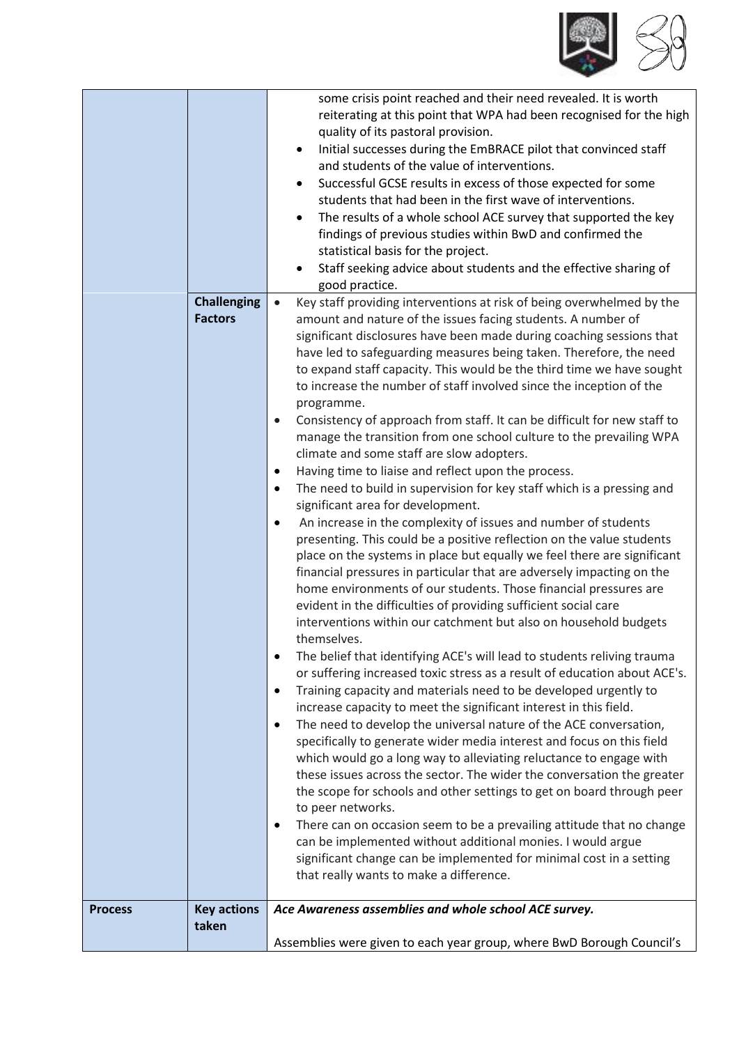| | | |
|---|---|---|
| | | some crisis point reached and their need revealed. It is worth reiterating at this point that WPA had been recognised for the high quality of its pastoral provision.<br>• Initial successes during the EmBRACE pilot that convinced staff and students of the value of interventions.<br>• Successful GCSE results in excess of those expected for some students that had been in the first wave of interventions.<br>• The results of a whole school ACE survey that supported the key findings of previous studies within BwD and confirmed the statistical basis for the project.<br>• Staff seeking advice about students and the effective sharing of good practice. |
| | **Challenging Factors** | • Key staff providing interventions at risk of being overwhelmed by the amount and nature of the issues facing students. A number of significant disclosures have been made during coaching sessions that have led to safeguarding measures being taken. Therefore, the need to expand staff capacity. This would be the third time we have sought to increase the number of staff involved since the inception of the programme.<br>• Consistency of approach from staff. It can be difficult for new staff to manage the transition from one school culture to the prevailing WPA climate and some staff are slow adopters.<br>• Having time to liaise and reflect upon the process.<br>• The need to build in supervision for key staff which is a pressing and significant area for development.<br>• An increase in the complexity of issues and number of students presenting. This could be a positive reflection on the value students place on the systems in place but equally we feel there are significant financial pressures in particular that are adversely impacting on the home environments of our students. Those financial pressures are evident in the difficulties of providing sufficient social care interventions within our catchment but also on household budgets themselves.<br>• The belief that identifying ACE's will lead to students reliving trauma or suffering increased toxic stress as a result of education about ACE's.<br>• Training capacity and materials need to be developed urgently to increase capacity to meet the significant interest in this field.<br>• The need to develop the universal nature of the ACE conversation, specifically to generate wider media interest and focus on this field which would go a long way to alleviating reluctance to engage with these issues across the sector. The wider the conversation the greater the scope for schools and other settings to get on board through peer to peer networks.<br>• There can on occasion seem to be a prevailing attitude that no change can be implemented without additional monies. I would argue significant change can be implemented for minimal cost in a setting that really wants to make a difference. |
| **Process** | **Key actions taken** | ***Ace Awareness assemblies and whole school ACE survey.***<br><br>Assemblies were given to each year group, where BwD Borough Council's |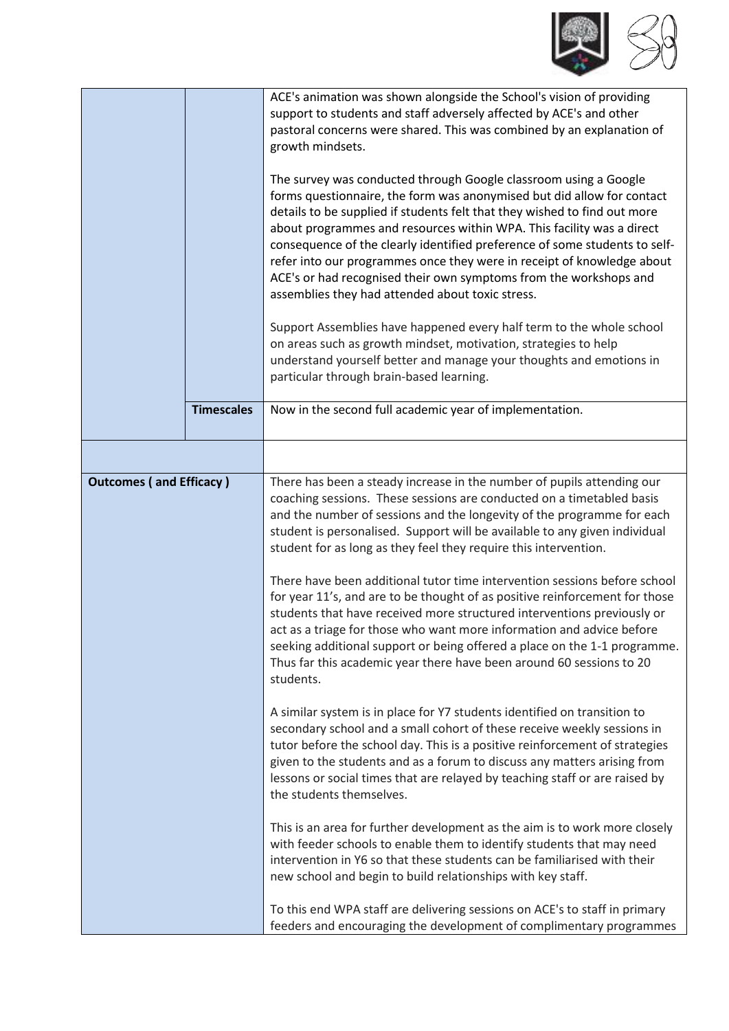| | | |
|---|---|---|
| | | ACE's animation was shown alongside the School's vision of providing support to students and staff adversely affected by ACE's and other pastoral concerns were shared. This was combined by an explanation of growth mindsets.<br><br>The survey was conducted through Google classroom using a Google forms questionnaire, the form was anonymised but did allow for contact details to be supplied if students felt that they wished to find out more about programmes and resources within WPA. This facility was a direct consequence of the clearly identified preference of some students to self-refer into our programmes once they were in receipt of knowledge about ACE's or had recognised their own symptoms from the workshops and assemblies they had attended about toxic stress.<br><br>Support Assemblies have happened every half term to the whole school on areas such as growth mindset, motivation, strategies to help understand yourself better and manage your thoughts and emotions in particular through brain-based learning. |
| | **Timescales** | Now in the second full academic year of implementation. |
| | | |
| **Outcomes ( and Efficacy )** | | There has been a steady increase in the number of pupils attending our coaching sessions. These sessions are conducted on a timetabled basis and the number of sessions and the longevity of the programme for each student is personalised. Support will be available to any given individual student for as long as they feel they require this intervention.<br><br>There have been additional tutor time intervention sessions before school for year 11's, and are to be thought of as positive reinforcement for those students that have received more structured interventions previously or act as a triage for those who want more information and advice before seeking additional support or being offered a place on the 1-1 programme. Thus far this academic year there have been around 60 sessions to 20 students.<br><br>A similar system is in place for Y7 students identified on transition to secondary school and a small cohort of these receive weekly sessions in tutor before the school day. This is a positive reinforcement of strategies given to the students and as a forum to discuss any matters arising from lessons or social times that are relayed by teaching staff or are raised by the students themselves.<br><br>This is an area for further development as the aim is to work more closely with feeder schools to enable them to identify students that may need intervention in Y6 so that these students can be familiarised with their new school and begin to build relationships with key staff.<br><br>To this end WPA staff are delivering sessions on ACE's to staff in primary feeders and encouraging the development of complimentary programmes |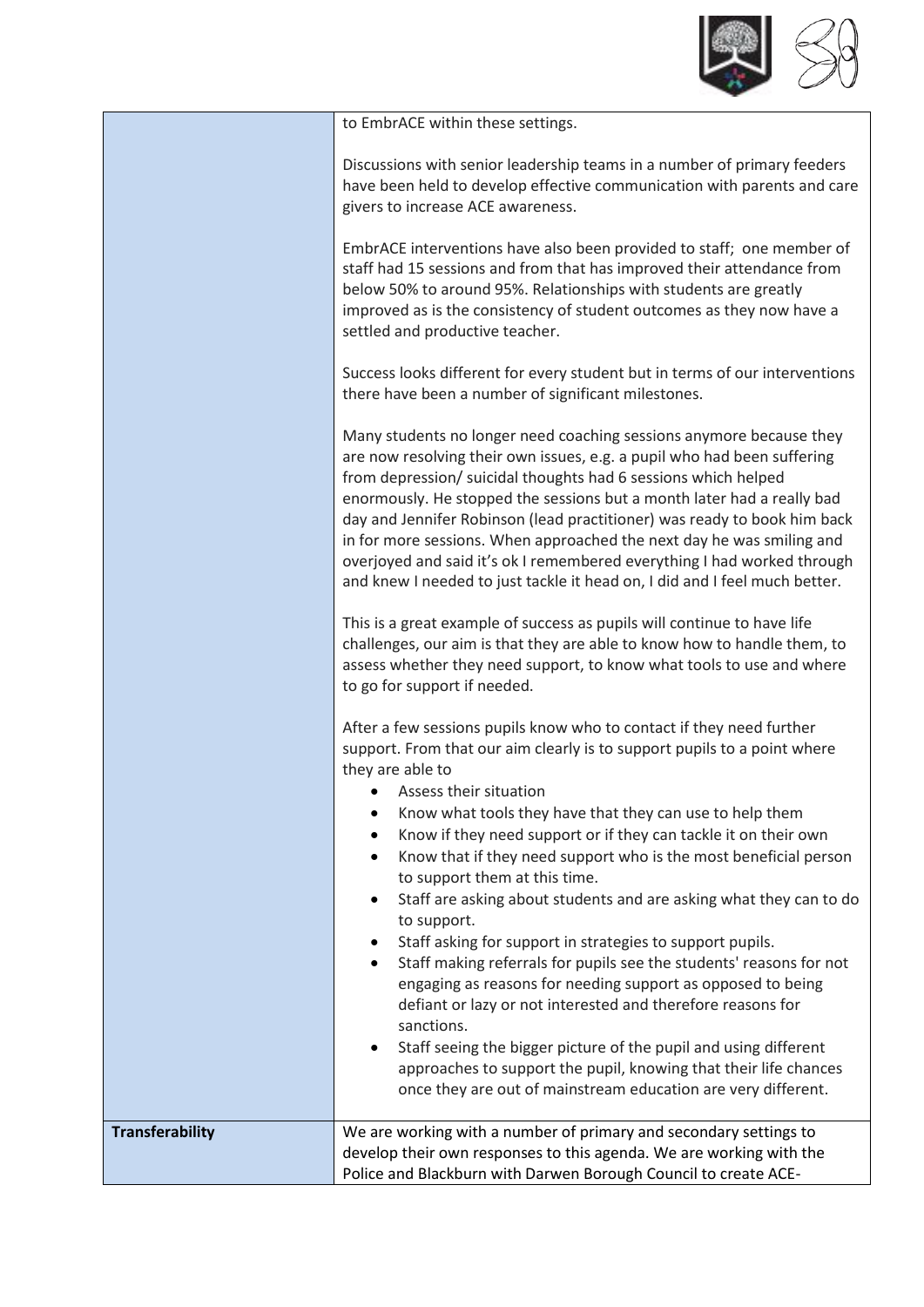| | |
|---|---|
| | to EmbrACE within these settings.<br><br>Discussions with senior leadership teams in a number of primary feeders have been held to develop effective communication with parents and care givers to increase ACE awareness.<br><br>EmbrACE interventions have also been provided to staff; one member of staff had 15 sessions and from that has improved their attendance from below 50% to around 95%. Relationships with students are greatly improved as is the consistency of student outcomes as they now have a settled and productive teacher.<br><br>Success looks different for every student but in terms of our interventions there have been a number of significant milestones.<br><br>Many students no longer need coaching sessions anymore because they are now resolving their own issues, e.g. a pupil who had been suffering from depression/ suicidal thoughts had 6 sessions which helped enormously. He stopped the sessions but a month later had a really bad day and Jennifer Robinson (lead practitioner) was ready to book him back in for more sessions. When approached the next day he was smiling and overjoyed and said it's ok I remembered everything I had worked through and knew I needed to just tackle it head on, I did and I feel much better.<br><br>This is a great example of success as pupils will continue to have life challenges, our aim is that they are able to know how to handle them, to assess whether they need support, to know what tools to use and where to go for support if needed.<br><br>After a few sessions pupils know who to contact if they need further support. From that our aim clearly is to support pupils to a point where they are able to<br>• Assess their situation<br>• Know what tools they have that they can use to help them<br>• Know if they need support or if they can tackle it on their own<br>• Know that if they need support who is the most beneficial person to support them at this time.<br>• Staff are asking about students and are asking what they can to do to support.<br>• Staff asking for support in strategies to support pupils.<br>• Staff making referrals for pupils see the students' reasons for not engaging as reasons for needing support as opposed to being defiant or lazy or not interested and therefore reasons for sanctions.<br>• Staff seeing the bigger picture of the pupil and using different approaches to support the pupil, knowing that their life chances once they are out of mainstream education are very different. |
| **Transferability** | We are working with a number of primary and secondary settings to develop their own responses to this agenda. We are working with the Police and Blackburn with Darwen Borough Council to create ACE- |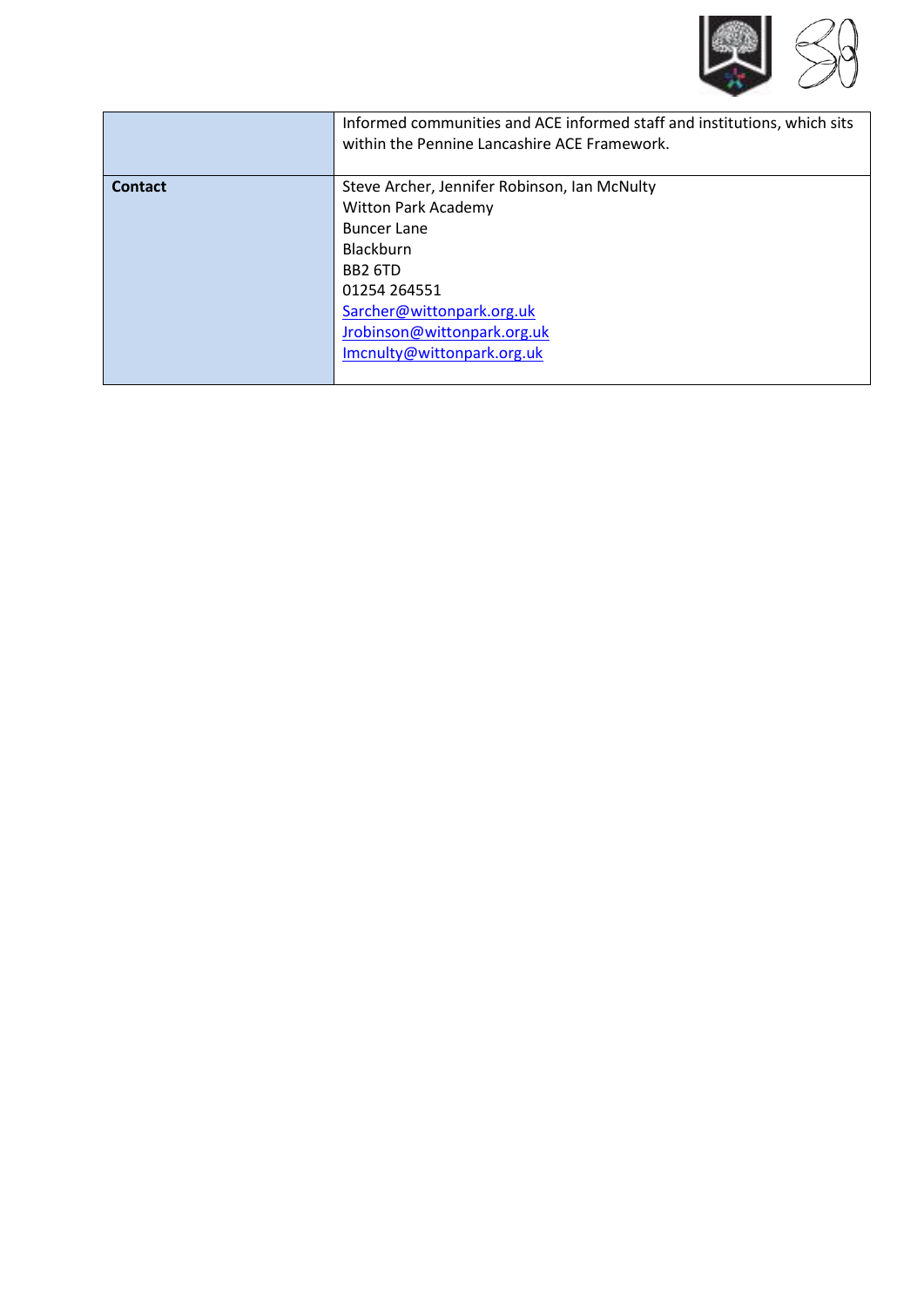| | |
|---|---|
| | Informed communities and ACE informed staff and institutions, which sits within the Pennine Lancashire ACE Framework. |
| **Contact** | Steve Archer, Jennifer Robinson, Ian McNulty<br>Witton Park Academy<br>Buncer Lane<br>Blackburn<br>BB2 6TD<br>01254 264551<br>Sarcher@wittonpark.org.uk<br>Jrobinson@wittonpark.org.uk<br>Imcnulty@wittonpark.org.uk |